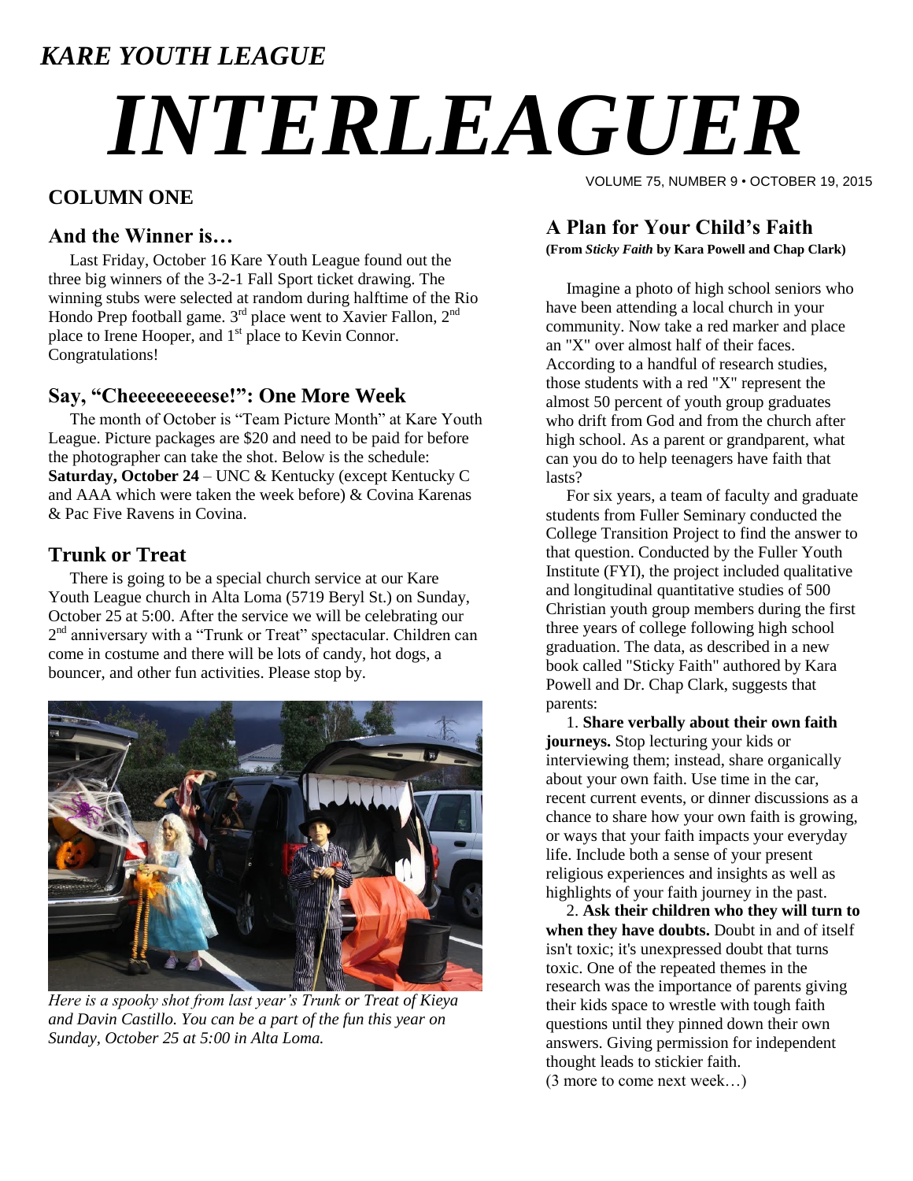*KARE YOUTH LEAGUE*

# *INTERLEAGUER*

VOLUME 75, NUMBER 9 • OCTOBER 19, 2015

## COLUMN ONE

### And the Winner is…

Last Friday, October 16 Kare Youth League found out the three big winners of the 3-2-1 Fall Sport ticket drawing. The winning stubs were selected at random during halftime of the Rio Hondo Prep football game. 3rd place went to Xavier Fallon, 2nd place to Irene Hooper, and 1st place to Kevin Connor. Congratulations!

### Say, "Cheeeeeeeeese!": One More Week

The month of October is "Team Picture Month" at Kare Youth League. Picture packages are $20 and need to be paid for before the photographer can take the shot. Below is the schedule: **Saturday, October 24** – UNC & Kentucky (except Kentucky C and AAA which were taken the week before) & Covina Karenas & Pac Five Ravens in Covina.

### Trunk or Treat

There is going to be a special church service at our Kare Youth League church in Alta Loma (5719 Beryl St.) on Sunday, October 25 at 5:00. After the service we will be celebrating our 2nd anniversary with a "Trunk or Treat" spectacular. Children can come in costume and there will be lots of candy, hot dogs, a bouncer, and other fun activities. Please stop by.

*Here is a spooky shot from last year's Trunk or Treat of Kieya and Davin Castillo. You can be a part of the fun this year on Sunday, October 25 at 5:00 in Alta Loma.*

### A Plan for Your Child's Faith

**(From *Sticky Faith* by Kara Powell and Chap Clark)**

Imagine a photo of high school seniors who have been attending a local church in your community. Now take a red marker and place an "X" over almost half of their faces. According to a handful of research studies, those students with a red "X" represent the almost 50 percent of youth group graduates who drift from God and from the church after high school. As a parent or grandparent, what can you do to help teenagers have faith that lasts?

For six years, a team of faculty and graduate students from Fuller Seminary conducted the College Transition Project to find the answer to that question. Conducted by the Fuller Youth Institute (FYI), the project included qualitative and longitudinal quantitative studies of 500 Christian youth group members during the first three years of college following high school graduation. The data, as described in a new book called "Sticky Faith" authored by Kara Powell and Dr. Chap Clark, suggests that parents:

1. **Share verbally about their own faith journeys.** Stop lecturing your kids or interviewing them; instead, share organically about your own faith. Use time in the car, recent current events, or dinner discussions as a chance to share how your own faith is growing, or ways that your faith impacts your everyday life. Include both a sense of your present religious experiences and insights as well as highlights of your faith journey in the past.

2. **Ask their children who they will turn to when they have doubts.** Doubt in and of itself isn't toxic; it's unexpressed doubt that turns toxic. One of the repeated themes in the research was the importance of parents giving their kids space to wrestle with tough faith questions until they pinned down their own answers. Giving permission for independent thought leads to stickier faith.

(3 more to come next week…)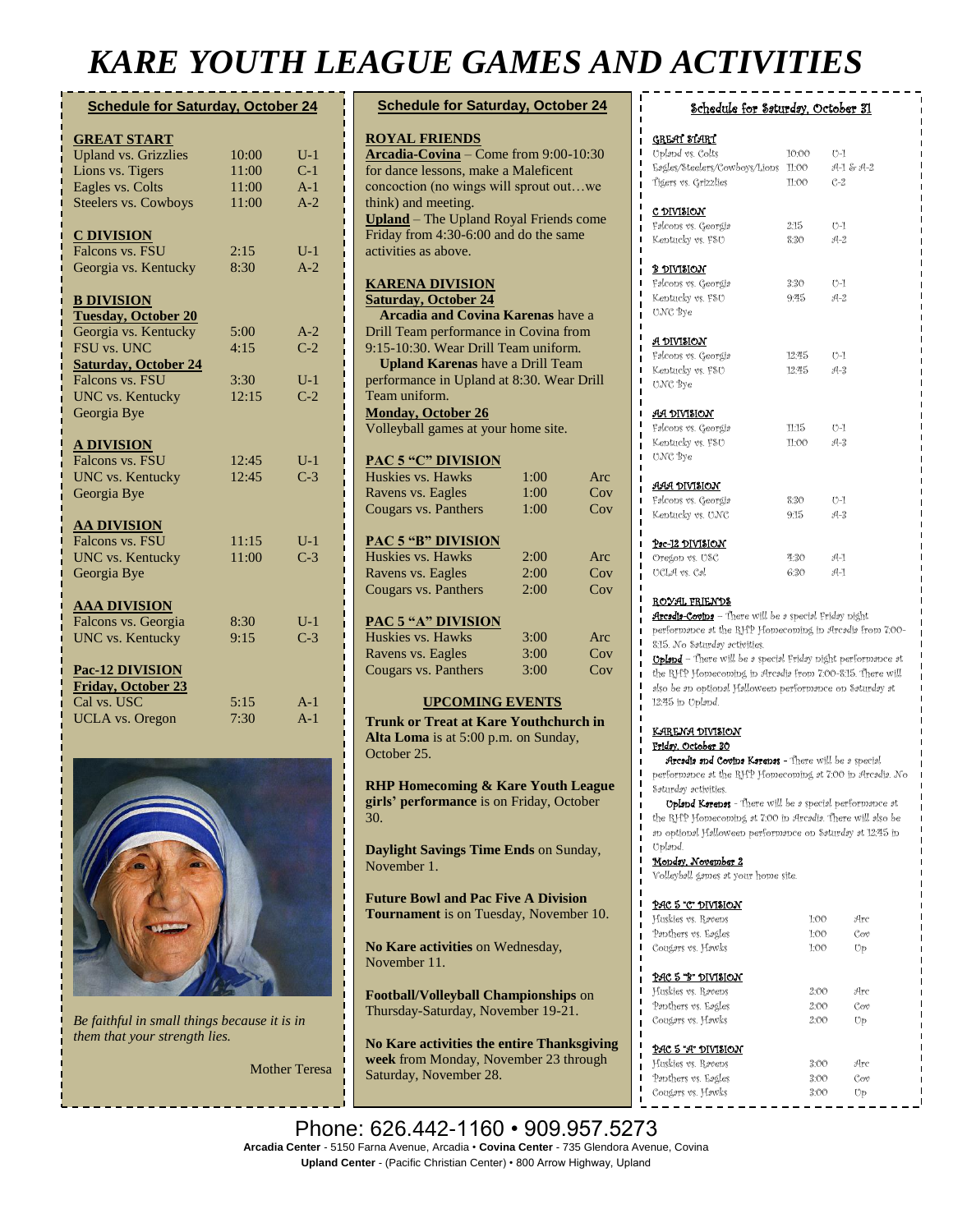# KARE YOUTH LEAGUE GAMES AND ACTIVITIES

## Schedule for Saturday, October 24

**GREAT START**

| | | |
|---|---|---|
| Upland vs. Grizzlies | 10:00 | U-1 |
| Lions vs. Tigers | 11:00 | C-1 |
| Eagles vs. Colts | 11:00 | A-1 |
| Steelers vs. Cowboys | 11:00 | A-2 |

**C DIVISION**

| | | |
|---|---|---|
| Falcons vs. FSU | 2:15 | U-1 |
| Georgia vs. Kentucky | 8:30 | A-2 |

**B DIVISION**

**Tuesday, October 20**

| | | |
|---|---|---|
| Georgia vs. Kentucky | 5:00 | A-2 |
| FSU vs. UNC | 4:15 | C-2 |

**Saturday, October 24**

| | | |
|---|---|---|
| Falcons vs. FSU | 3:30 | U-1 |
| UNC vs. Kentucky | 12:15 | C-2 |
| Georgia Bye | | |

**A DIVISION**

| | | |
|---|---|---|
| Falcons vs. FSU | 12:45 | U-1 |
| UNC vs. Kentucky | 12:45 | C-3 |
| Georgia Bye | | |

**AA DIVISION**

| | | |
|---|---|---|
| Falcons vs. FSU | 11:15 | U-1 |
| UNC vs. Kentucky | 11:00 | C-3 |
| Georgia Bye | | |

**AAA DIVISION**

| | | |
|---|---|---|
| Falcons vs. Georgia | 8:30 | U-1 |
| UNC vs. Kentucky | 9:15 | C-3 |

**Pac-12 DIVISION**

**Friday, October 23**

| | | |
|---|---|---|
| Cal vs. USC | 5:15 | A-1 |
| UCLA vs. Oregon | 7:30 | A-1 |

*Be faithful in small things because it is in them that your strength lies.*

Mother Teresa

## Schedule for Saturday, October 24

**ROYAL FRIENDS**

**Arcadia-Covina** – Come from 9:00-10:30 for dance lessons, make a Maleficent concoction (no wings will sprout out…we think) and meeting.

**Upland** – The Upland Royal Friends come Friday from 4:30-6:00 and do the same activities as above.

**KARENA DIVISION**

**Saturday, October 24**

**Arcadia and Covina Karenas** have a Drill Team performance in Covina from 9:15-10:30. Wear Drill Team uniform.

**Upland Karenas** have a Drill Team performance in Upland at 8:30. Wear Drill Team uniform.

**Monday, October 26**

Volleyball games at your home site.

**PAC 5 "C" DIVISION**

| | | |
|---|---|---|
| Huskies vs. Hawks | 1:00 | Arc |
| Ravens vs. Eagles | 1:00 | Cov |
| Cougars vs. Panthers | 1:00 | Cov |

**PAC 5 "B" DIVISION**

| | | |
|---|---|---|
| Huskies vs. Hawks | 2:00 | Arc |
| Ravens vs. Eagles | 2:00 | Cov |
| Cougars vs. Panthers | 2:00 | Cov |

**PAC 5 "A" DIVISION**

| | | |
|---|---|---|
| Huskies vs. Hawks | 3:00 | Arc |
| Ravens vs. Eagles | 3:00 | Cov |
| Cougars vs. Panthers | 3:00 | Cov |

**UPCOMING EVENTS**

**Trunk or Treat at Kare Youthchurch in Alta Loma** is at 5:00 p.m. on Sunday, October 25.

**RHP Homecoming & Kare Youth League girls' performance** is on Friday, October 30.

**Daylight Savings Time Ends** on Sunday, November 1.

**Future Bowl and Pac Five A Division Tournament** is on Tuesday, November 10.

**No Kare activities** on Wednesday, November 11.

**Football/Volleyball Championships** on Thursday-Saturday, November 19-21.

**No Kare activities the entire Thanksgiving week** from Monday, November 23 through Saturday, November 28.

## Schedule for Saturday, October 31

**GREAT START**

| | | |
|---|---|---|
| Upland vs. Colts | 10:00 | U-1 |
| Eagles/Steelers/Cowboys/Lions | 11:00 | A-1 & A-2 |
| Tigers vs. Grizzlies | 11:00 | C-2 |

**C DIVISION**

| | | |
|---|---|---|
| Falcons vs. Georgia | 2:15 | U-1 |
| Kentucky vs. FSU | 8:30 | A-2 |

**B DIVISION**

| | | |
|---|---|---|
| Falcons vs. Georgia | 3:30 | U-1 |
| Kentucky vs. FSU | 9:45 | A-2 |
| UNC Bye | | |

**A DIVISION**

| | | |
|---|---|---|
| Falcons vs. Georgia | 12:45 | U-1 |
| Kentucky vs. FSU | 12:45 | A-3 |
| UNC Bye | | |

**AA DIVISION**

| | | |
|---|---|---|
| Falcons vs. Georgia | 11:15 | U-1 |
| Kentucky vs. FSU | 11:00 | A-3 |
| UNC Bye | | |

**AAA DIVISION**

| | | |
|---|---|---|
| Falcons vs. Georgia | 8:30 | U-1 |
| Kentucky vs. UNC | 9:15 | A-3 |

**Pac-12 DIVISION**

| | | |
|---|---|---|
| Oregon vs. USC | 4:30 | A-1 |
| UCLA vs. Cal | 6:30 | A-1 |

**ROYAL FRIENDS**

**Arcadia-Covina** – There will be a special Friday night performance at the RHP Homecoming in Arcadia from 7:00-8:15. No Saturday activities.

**Upland** – There will be a special Friday night performance at the RHP Homecoming at Arcadia from 7:00-8:15. There will also be an optional Halloween performance on Saturday at 12:45 in Upland.

**KARENA DIVISION**

**Friday, October 30**

**Arcadia and Covina Karenas** - There will be a special performance at the RHP Homecoming at 7:00 in Arcadia. No Saturday activities.

**Upland Karenas** - There will be a special performance at the RHP Homecoming at 7:00 in Arcadia. There will also be an optional Halloween performance on Saturday at 12:45 in Upland.

**Monday, November 2**

Volleyball games at your home site.

**PAC 5 "C" DIVISION**

| | | |
|---|---|---|
| Huskies vs. Ravens | 1:00 | Arc |
| Panthers vs. Eagles | 1:00 | Cov |
| Cougars vs. Hawks | 1:00 | Up |

**PAC 5 "B" DIVISION**

| | | |
|---|---|---|
| Huskies vs. Ravens | 2:00 | Arc |
| Panthers vs. Eagles | 2:00 | Cov |
| Cougars vs. Hawks | 2:00 | Up |

**PAC 5 "A" DIVISION**

| | | |
|---|---|---|
| Huskies vs. Ravens | 3:00 | Arc |
| Panthers vs. Eagles | 3:00 | Cov |
| Cougars vs. Hawks | 3:00 | Up |

Phone: 626.442-1160 • 909.957.5273

**Arcadia Center** - 5150 Farna Avenue, Arcadia • **Covina Center** - 735 Glendora Avenue, Covina

**Upland Center** - (Pacific Christian Center) • 800 Arrow Highway, Upland